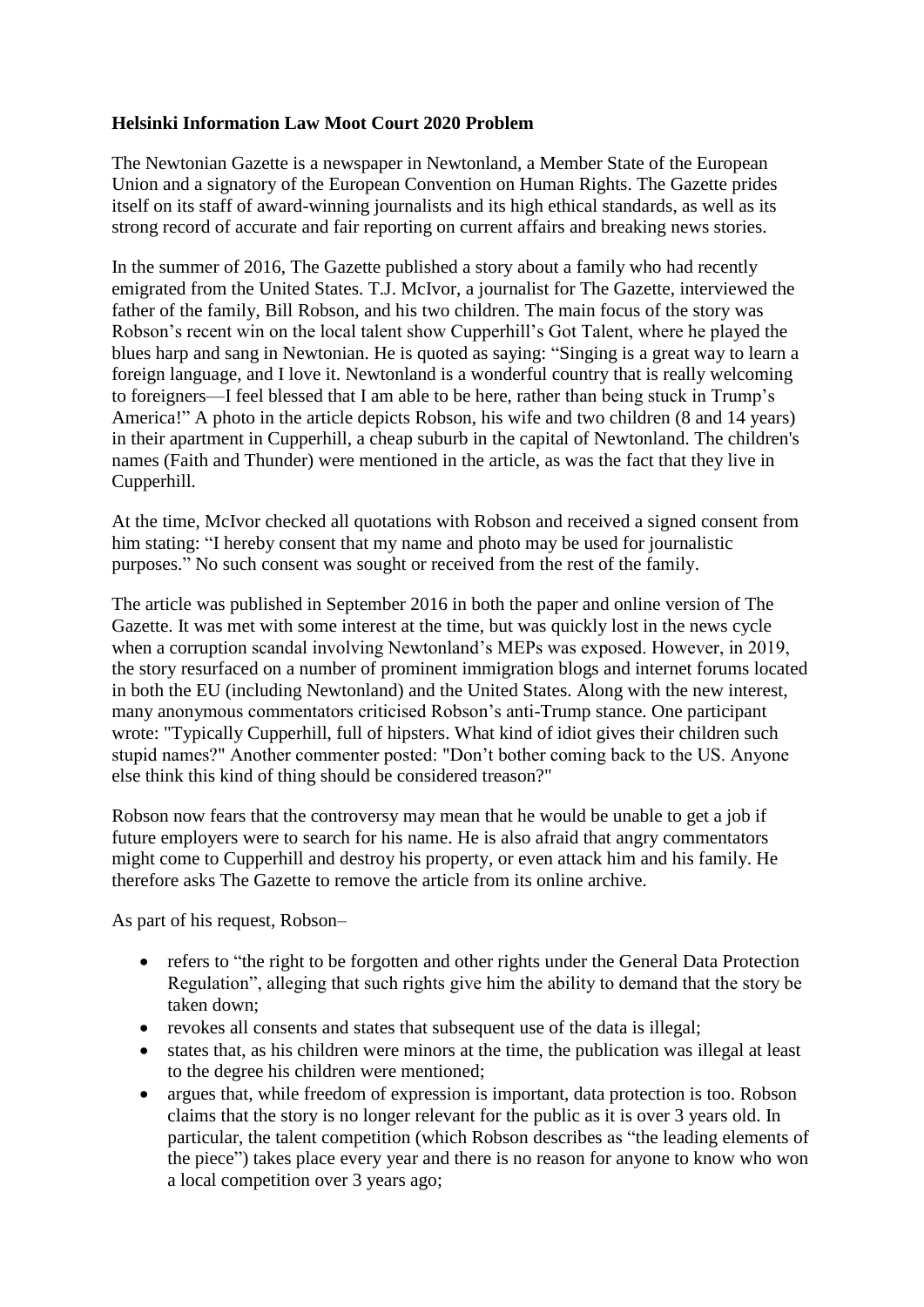**Helsinki Information Law Moot Court 2020 Problem**

The Newtonian Gazette is a newspaper in Newtonland, a Member State of the European Union and a signatory of the European Convention on Human Rights. The Gazette prides itself on its staff of award-winning journalists and its high ethical standards, as well as its strong record of accurate and fair reporting on current affairs and breaking news stories.

In the summer of 2016, The Gazette published a story about a family who had recently emigrated from the United States. T.J. McIvor, a journalist for The Gazette, interviewed the father of the family, Bill Robson, and his two children. The main focus of the story was Robson's recent win on the local talent show Cupperhill's Got Talent, where he played the blues harp and sang in Newtonian. He is quoted as saying: "Singing is a great way to learn a foreign language, and I love it. Newtonland is a wonderful country that is really welcoming to foreigners—I feel blessed that I am able to be here, rather than being stuck in Trump's America!" A photo in the article depicts Robson, his wife and two children (8 and 14 years) in their apartment in Cupperhill, a cheap suburb in the capital of Newtonland. The children's names (Faith and Thunder) were mentioned in the article, as was the fact that they live in Cupperhill.

At the time, McIvor checked all quotations with Robson and received a signed consent from him stating: "I hereby consent that my name and photo may be used for journalistic purposes." No such consent was sought or received from the rest of the family.

The article was published in September 2016 in both the paper and online version of The Gazette. It was met with some interest at the time, but was quickly lost in the news cycle when a corruption scandal involving Newtonland's MEPs was exposed. However, in 2019, the story resurfaced on a number of prominent immigration blogs and internet forums located in both the EU (including Newtonland) and the United States. Along with the new interest, many anonymous commentators criticised Robson's anti-Trump stance. One participant wrote: "Typically Cupperhill, full of hipsters. What kind of idiot gives their children such stupid names?" Another commenter posted: "Don't bother coming back to the US. Anyone else think this kind of thing should be considered treason?"

Robson now fears that the controversy may mean that he would be unable to get a job if future employers were to search for his name. He is also afraid that angry commentators might come to Cupperhill and destroy his property, or even attack him and his family. He therefore asks The Gazette to remove the article from its online archive.

As part of his request, Robson–

- refers to "the right to be forgotten and other rights under the General Data Protection Regulation", alleging that such rights give him the ability to demand that the story be taken down;
- revokes all consents and states that subsequent use of the data is illegal;
- states that, as his children were minors at the time, the publication was illegal at least to the degree his children were mentioned;
- argues that, while freedom of expression is important, data protection is too. Robson claims that the story is no longer relevant for the public as it is over 3 years old. In particular, the talent competition (which Robson describes as "the leading elements of the piece") takes place every year and there is no reason for anyone to know who won a local competition over 3 years ago;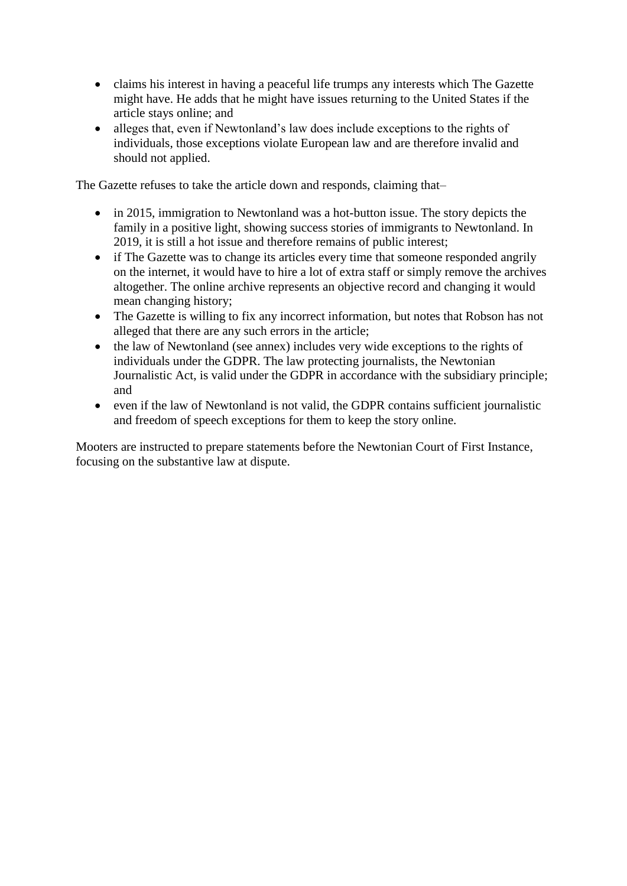- claims his interest in having a peaceful life trumps any interests which The Gazette might have. He adds that he might have issues returning to the United States if the article stays online; and
- alleges that, even if Newtonland's law does include exceptions to the rights of individuals, those exceptions violate European law and are therefore invalid and should not applied.

The Gazette refuses to take the article down and responds, claiming that–

- in 2015, immigration to Newtonland was a hot-button issue. The story depicts the family in a positive light, showing success stories of immigrants to Newtonland. In 2019, it is still a hot issue and therefore remains of public interest;
- if The Gazette was to change its articles every time that someone responded angrily on the internet, it would have to hire a lot of extra staff or simply remove the archives altogether. The online archive represents an objective record and changing it would mean changing history;
- The Gazette is willing to fix any incorrect information, but notes that Robson has not alleged that there are any such errors in the article;
- the law of Newtonland (see annex) includes very wide exceptions to the rights of individuals under the GDPR. The law protecting journalists, the Newtonian Journalistic Act, is valid under the GDPR in accordance with the subsidiary principle; and
- even if the law of Newtonland is not valid, the GDPR contains sufficient journalistic and freedom of speech exceptions for them to keep the story online.

Mooters are instructed to prepare statements before the Newtonian Court of First Instance, focusing on the substantive law at dispute.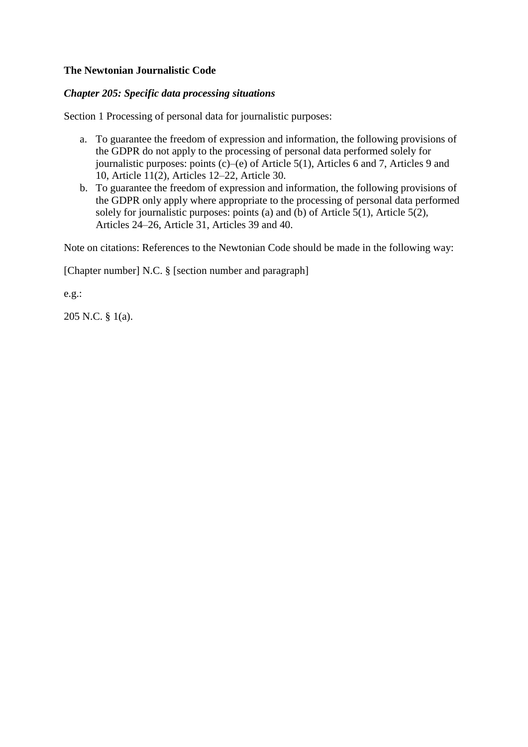**The Newtonian Journalistic Code**

***Chapter 205: Specific data processing situations***

Section 1 Processing of personal data for journalistic purposes:

a. To guarantee the freedom of expression and information, the following provisions of the GDPR do not apply to the processing of personal data performed solely for journalistic purposes: points (c)–(e) of Article 5(1), Articles 6 and 7, Articles 9 and 10, Article 11(2), Articles 12–22, Article 30.
b. To guarantee the freedom of expression and information, the following provisions of the GDPR only apply where appropriate to the processing of personal data performed solely for journalistic purposes: points (a) and (b) of Article 5(1), Article 5(2), Articles 24–26, Article 31, Articles 39 and 40.

Note on citations: References to the Newtonian Code should be made in the following way:

[Chapter number] N.C. § [section number and paragraph]

e.g.:

205 N.C. § 1(a).